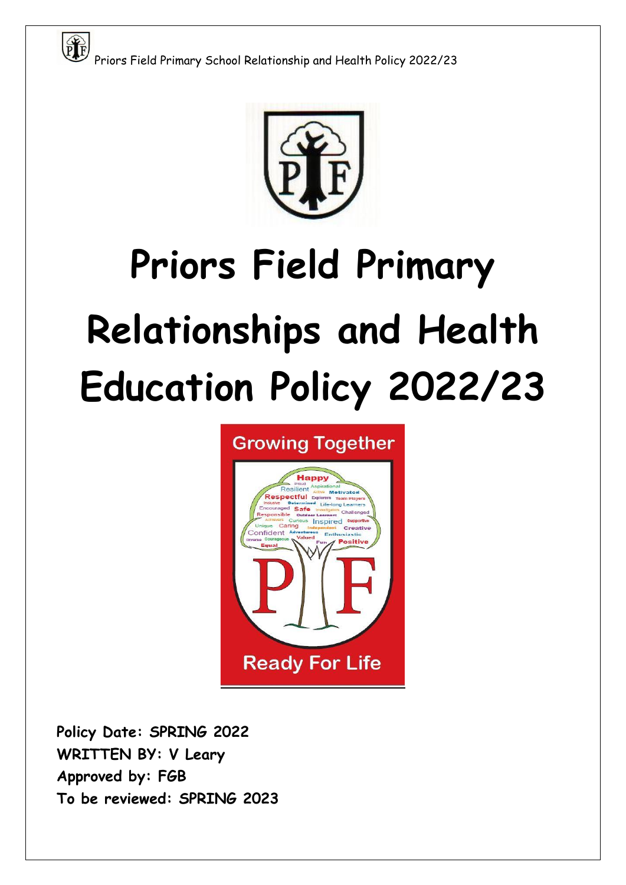# Priors Field Primary Relationships and Health Education Policy 2022/23

Growing Together

Ready For Life

**Policy Date: SPRING 2022**
**WRITTEN BY: V Leary**
**Approved by: FGB**
**To be reviewed: SPRING 2023**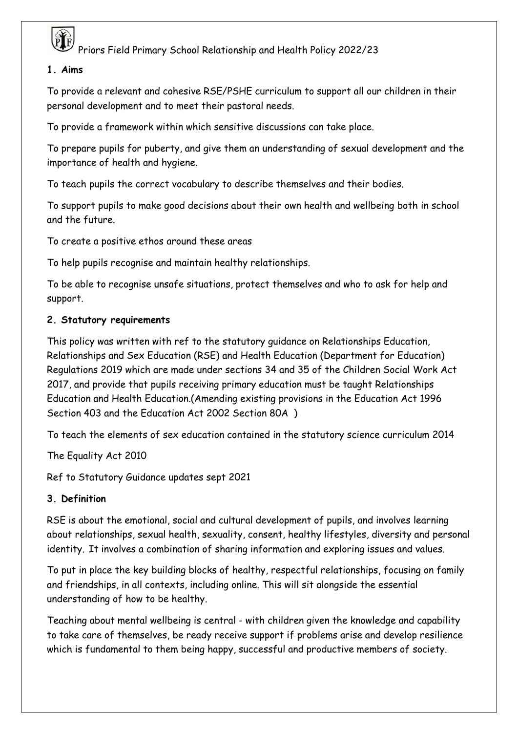Priors Field Primary School Relationship and Health Policy 2022/23

## 1. Aims

To provide a relevant and cohesive RSE/PSHE curriculum to support all our children in their personal development and to meet their pastoral needs.

To provide a framework within which sensitive discussions can take place.

To prepare pupils for puberty, and give them an understanding of sexual development and the importance of health and hygiene.

To teach pupils the correct vocabulary to describe themselves and their bodies.

To support pupils to make good decisions about their own health and wellbeing both in school and the future.

To create a positive ethos around these areas

To help pupils recognise and maintain healthy relationships.

To be able to recognise unsafe situations, protect themselves and who to ask for help and support.

## 2. Statutory requirements

This policy was written with ref to the statutory guidance on Relationships Education, Relationships and Sex Education (RSE) and Health Education (Department for Education) Regulations 2019 which are made under sections 34 and 35 of the Children Social Work Act 2017, and provide that pupils receiving primary education must be taught Relationships Education and Health Education.(Amending existing provisions in the Education Act 1996 Section 403 and the Education Act 2002 Section 80A )

To teach the elements of sex education contained in the statutory science curriculum 2014

The Equality Act 2010

Ref to Statutory Guidance updates sept 2021

## 3. Definition

RSE is about the emotional, social and cultural development of pupils, and involves learning about relationships, sexual health, sexuality, consent, healthy lifestyles, diversity and personal identity. It involves a combination of sharing information and exploring issues and values.

To put in place the key building blocks of healthy, respectful relationships, focusing on family and friendships, in all contexts, including online. This will sit alongside the essential understanding of how to be healthy.

Teaching about mental wellbeing is central - with children given the knowledge and capability to take care of themselves, be ready receive support if problems arise and develop resilience which is fundamental to them being happy, successful and productive members of society.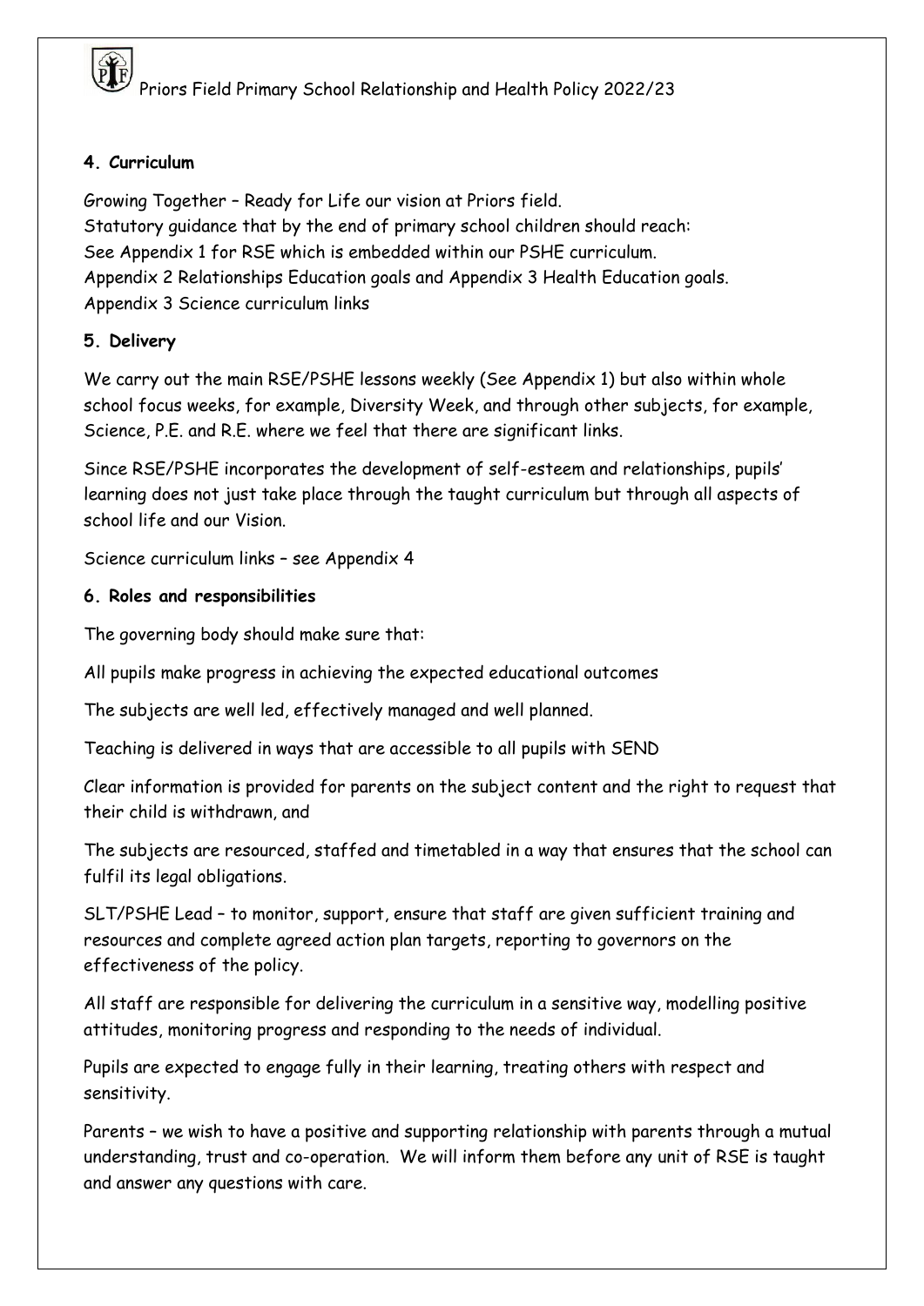## 4. Curriculum

Growing Together – Ready for Life our vision at Priors field.
Statutory guidance that by the end of primary school children should reach:
See Appendix 1 for RSE which is embedded within our PSHE curriculum.
Appendix 2 Relationships Education goals and Appendix 3 Health Education goals.
Appendix 3 Science curriculum links

## 5. Delivery

We carry out the main RSE/PSHE lessons weekly (See Appendix 1) but also within whole school focus weeks, for example, Diversity Week, and through other subjects, for example, Science, P.E. and R.E. where we feel that there are significant links.

Since RSE/PSHE incorporates the development of self-esteem and relationships, pupils' learning does not just take place through the taught curriculum but through all aspects of school life and our Vision.

Science curriculum links – see Appendix 4

## 6. Roles and responsibilities

The governing body should make sure that:

All pupils make progress in achieving the expected educational outcomes

The subjects are well led, effectively managed and well planned.

Teaching is delivered in ways that are accessible to all pupils with SEND

Clear information is provided for parents on the subject content and the right to request that their child is withdrawn, and

The subjects are resourced, staffed and timetabled in a way that ensures that the school can fulfil its legal obligations.

SLT/PSHE Lead – to monitor, support, ensure that staff are given sufficient training and resources and complete agreed action plan targets, reporting to governors on the effectiveness of the policy.

All staff are responsible for delivering the curriculum in a sensitive way, modelling positive attitudes, monitoring progress and responding to the needs of individual.

Pupils are expected to engage fully in their learning, treating others with respect and sensitivity.

Parents – we wish to have a positive and supporting relationship with parents through a mutual understanding, trust and co-operation. We will inform them before any unit of RSE is taught and answer any questions with care.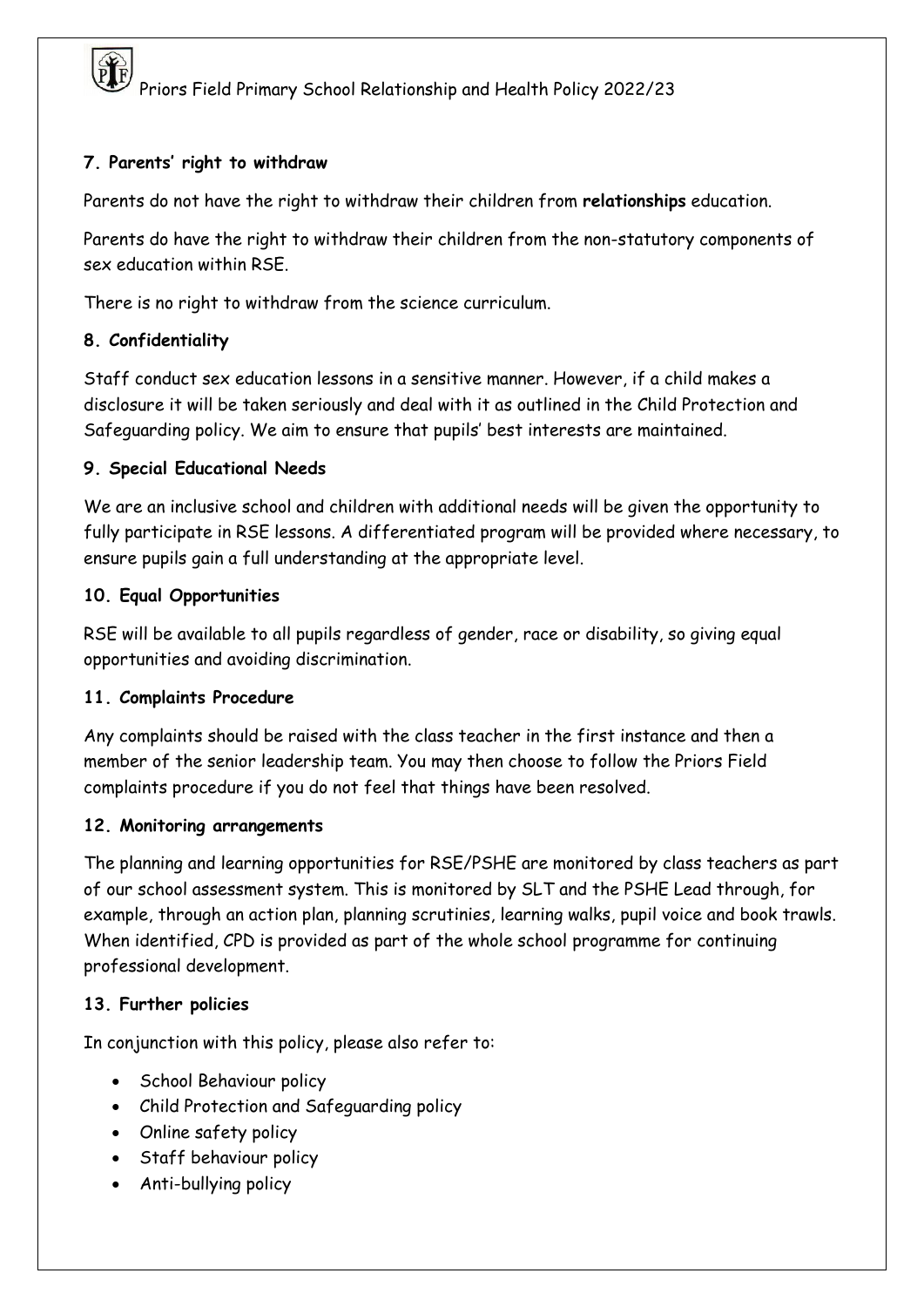### 7. Parents' right to withdraw

Parents do not have the right to withdraw their children from **relationships** education.

Parents do have the right to withdraw their children from the non-statutory components of sex education within RSE.

There is no right to withdraw from the science curriculum.

### 8. Confidentiality

Staff conduct sex education lessons in a sensitive manner. However, if a child makes a disclosure it will be taken seriously and deal with it as outlined in the Child Protection and Safeguarding policy. We aim to ensure that pupils' best interests are maintained.

### 9. Special Educational Needs

We are an inclusive school and children with additional needs will be given the opportunity to fully participate in RSE lessons. A differentiated program will be provided where necessary, to ensure pupils gain a full understanding at the appropriate level.

### 10. Equal Opportunities

RSE will be available to all pupils regardless of gender, race or disability, so giving equal opportunities and avoiding discrimination.

### 11. Complaints Procedure

Any complaints should be raised with the class teacher in the first instance and then a member of the senior leadership team. You may then choose to follow the Priors Field complaints procedure if you do not feel that things have been resolved.

### 12. Monitoring arrangements

The planning and learning opportunities for RSE/PSHE are monitored by class teachers as part of our school assessment system. This is monitored by SLT and the PSHE Lead through, for example, through an action plan, planning scrutinies, learning walks, pupil voice and book trawls. When identified, CPD is provided as part of the whole school programme for continuing professional development.

### 13. Further policies

In conjunction with this policy, please also refer to:

- School Behaviour policy
- Child Protection and Safeguarding policy
- Online safety policy
- Staff behaviour policy
- Anti-bullying policy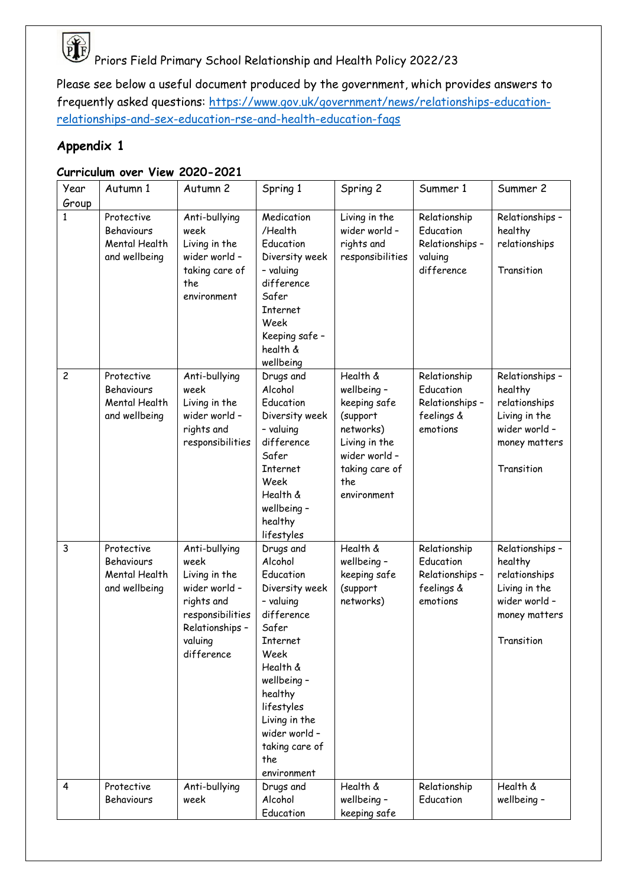Priors Field Primary School Relationship and Health Policy 2022/23

Please see below a useful document produced by the government, which provides answers to frequently asked questions: https://www.gov.uk/government/news/relationships-education-relationships-and-sex-education-rse-and-health-education-faqs

## Appendix 1

### Curriculum over View 2020-2021

| Year Group | Autumn 1 | Autumn 2 | Spring 1 | Spring 2 | Summer 1 | Summer 2 |
|---|---|---|---|---|---|---|
| 1 | Protective Behaviours<br>Mental Health and wellbeing | Anti-bullying week<br>Living in the wider world – taking care of the environment | Medication /Health Education<br>Diversity week – valuing difference<br>Safer Internet Week<br>Keeping safe – health & wellbeing | Living in the wider world – rights and responsibilities | Relationship Education<br>Relationships – valuing difference | Relationships – healthy relationships<br><br>Transition |
| 2 | Protective Behaviours<br>Mental Health and wellbeing | Anti-bullying week<br>Living in the wider world – rights and responsibilities | Drugs and Alcohol Education<br>Diversity week – valuing difference<br>Safer Internet Week<br>Health & wellbeing – healthy lifestyles | Health & wellbeing – keeping safe (support networks)<br>Living in the wider world – taking care of the environment | Relationship Education<br>Relationships – feelings & emotions | Relationships – healthy relationships<br>Living in the wider world – money matters<br><br>Transition |
| 3 | Protective Behaviours<br>Mental Health and wellbeing | Anti-bullying week<br>Living in the wider world – rights and responsibilities<br>Relationships – valuing difference | Drugs and Alcohol Education<br>Diversity week – valuing difference<br>Safer Internet Week<br>Health & wellbeing – healthy lifestyles<br>Living in the wider world – taking care of the environment | Health & wellbeing – keeping safe (support networks) | Relationship Education<br>Relationships – feelings & emotions | Relationships – healthy relationships<br>Living in the wider world – money matters<br><br>Transition |
| 4 | Protective Behaviours | Anti-bullying week | Drugs and Alcohol Education | Health & wellbeing – keeping safe | Relationship Education | Health & wellbeing – |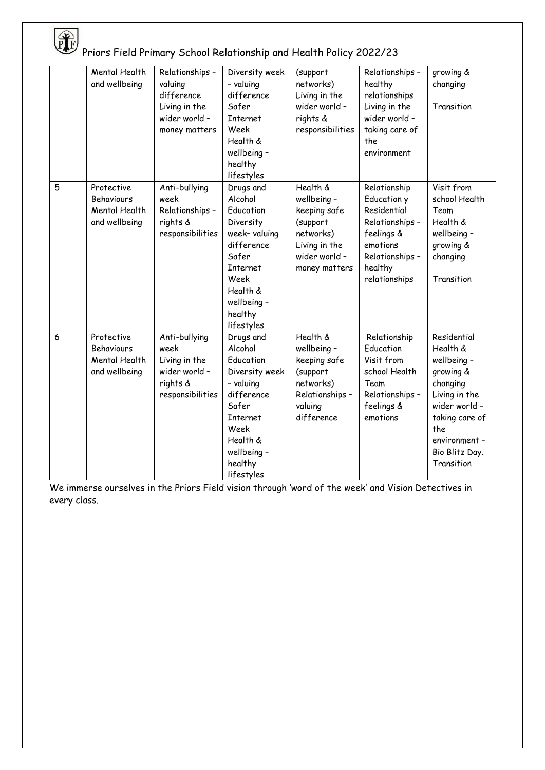| | | | | | | |
|---|---|---|---|---|---|---|
| | Mental Health and wellbeing | Relationships – valuing difference Living in the wider world – money matters | Diversity week – valuing difference Safer Internet Week Health & wellbeing – healthy lifestyles | (support networks) Living in the wider world – rights & responsibilities | Relationships – healthy relationships Living in the wider world – taking care of the environment | growing & changing Transition |
| 5 | Protective Behaviours Mental Health and wellbeing | Anti-bullying week Relationships – rights & responsibilities | Drugs and Alcohol Education Diversity week– valuing difference Safer Internet Week Health & wellbeing – healthy lifestyles | Health & wellbeing – keeping safe (support networks) Living in the wider world – money matters | Relationship Education y Residential Relationships – feelings & emotions Relationships – healthy relationships | Visit from school Health Team Health & wellbeing – growing & changing Transition |
| 6 | Protective Behaviours Mental Health and wellbeing | Anti-bullying week Living in the wider world – rights & responsibilities | Drugs and Alcohol Education Diversity week – valuing difference Safer Internet Week Health & wellbeing – healthy lifestyles | Health & wellbeing – keeping safe (support networks) Relationships – valuing difference | Relationship Education Visit from school Health Team Relationships – feelings & emotions | Residential Health & wellbeing – growing & changing Living in the wider world – taking care of the environment – Bio Blitz Day. Transition |

We immerse ourselves in the Priors Field vision through 'word of the week' and Vision Detectives in every class.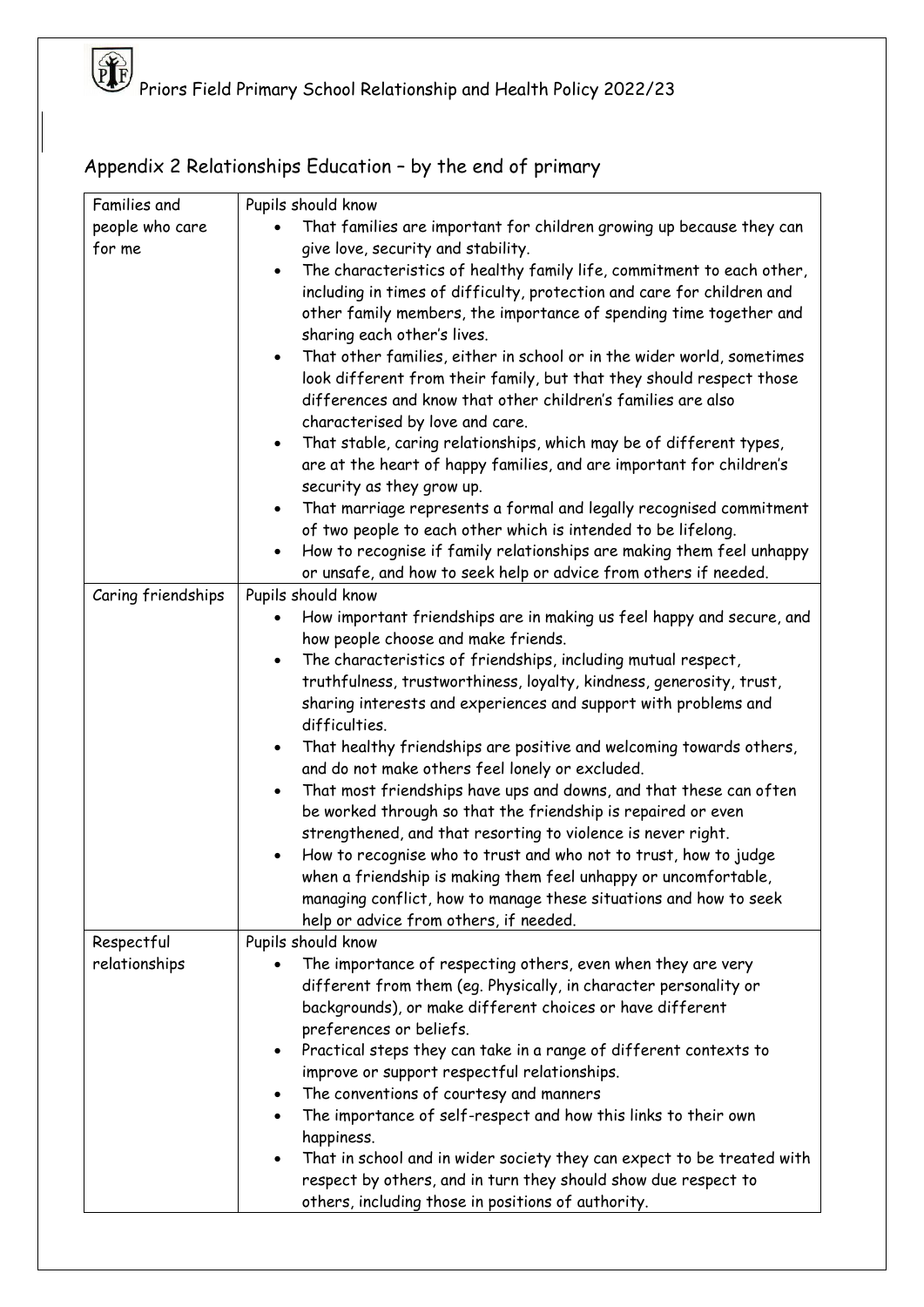## Appendix 2 Relationships Education – by the end of primary

| | |
|---|---|
| Families and people who care for me | Pupils should know<br>• That families are important for children growing up because they can give love, security and stability.<br>• The characteristics of healthy family life, commitment to each other, including in times of difficulty, protection and care for children and other family members, the importance of spending time together and sharing each other's lives.<br>• That other families, either in school or in the wider world, sometimes look different from their family, but that they should respect those differences and know that other children's families are also characterised by love and care.<br>• That stable, caring relationships, which may be of different types, are at the heart of happy families, and are important for children's security as they grow up.<br>• That marriage represents a formal and legally recognised commitment of two people to each other which is intended to be lifelong.<br>• How to recognise if family relationships are making them feel unhappy or unsafe, and how to seek help or advice from others if needed. |
| Caring friendships | Pupils should know<br>• How important friendships are in making us feel happy and secure, and how people choose and make friends.<br>• The characteristics of friendships, including mutual respect, truthfulness, trustworthiness, loyalty, kindness, generosity, trust, sharing interests and experiences and support with problems and difficulties.<br>• That healthy friendships are positive and welcoming towards others, and do not make others feel lonely or excluded.<br>• That most friendships have ups and downs, and that these can often be worked through so that the friendship is repaired or even strengthened, and that resorting to violence is never right.<br>• How to recognise who to trust and who not to trust, how to judge when a friendship is making them feel unhappy or uncomfortable, managing conflict, how to manage these situations and how to seek help or advice from others, if needed. |
| Respectful relationships | Pupils should know<br>• The importance of respecting others, even when they are very different from them (eg. Physically, in character personality or backgrounds), or make different choices or have different preferences or beliefs.<br>• Practical steps they can take in a range of different contexts to improve or support respectful relationships.<br>• The conventions of courtesy and manners<br>• The importance of self-respect and how this links to their own happiness.<br>• That in school and in wider society they can expect to be treated with respect by others, and in turn they should show due respect to others, including those in positions of authority. |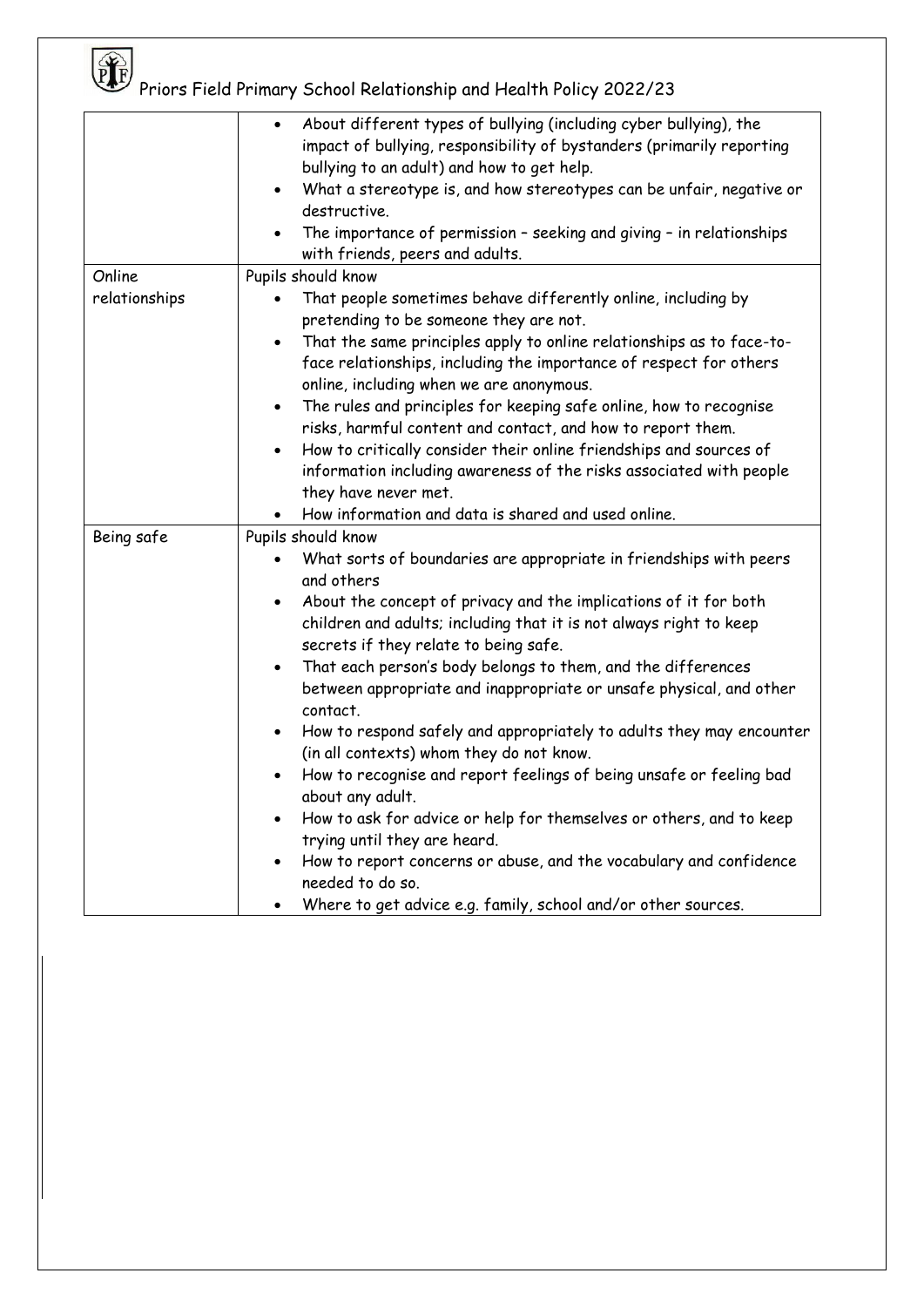| | |
|---|---|
| | • About different types of bullying (including cyber bullying), the impact of bullying, responsibility of bystanders (primarily reporting bullying to an adult) and how to get help.<br>• What a stereotype is, and how stereotypes can be unfair, negative or destructive.<br>• The importance of permission – seeking and giving – in relationships with friends, peers and adults. |
| Online relationships | Pupils should know<br>• That people sometimes behave differently online, including by pretending to be someone they are not.<br>• That the same principles apply to online relationships as to face-to-face relationships, including the importance of respect for others online, including when we are anonymous.<br>• The rules and principles for keeping safe online, how to recognise risks, harmful content and contact, and how to report them.<br>• How to critically consider their online friendships and sources of information including awareness of the risks associated with people they have never met.<br>• How information and data is shared and used online. |
| Being safe | Pupils should know<br>• What sorts of boundaries are appropriate in friendships with peers and others<br>• About the concept of privacy and the implications of it for both children and adults; including that it is not always right to keep secrets if they relate to being safe.<br>• That each person's body belongs to them, and the differences between appropriate and inappropriate or unsafe physical, and other contact.<br>• How to respond safely and appropriately to adults they may encounter (in all contexts) whom they do not know.<br>• How to recognise and report feelings of being unsafe or feeling bad about any adult.<br>• How to ask for advice or help for themselves or others, and to keep trying until they are heard.<br>• How to report concerns or abuse, and the vocabulary and confidence needed to do so.<br>• Where to get advice e.g. family, school and/or other sources. |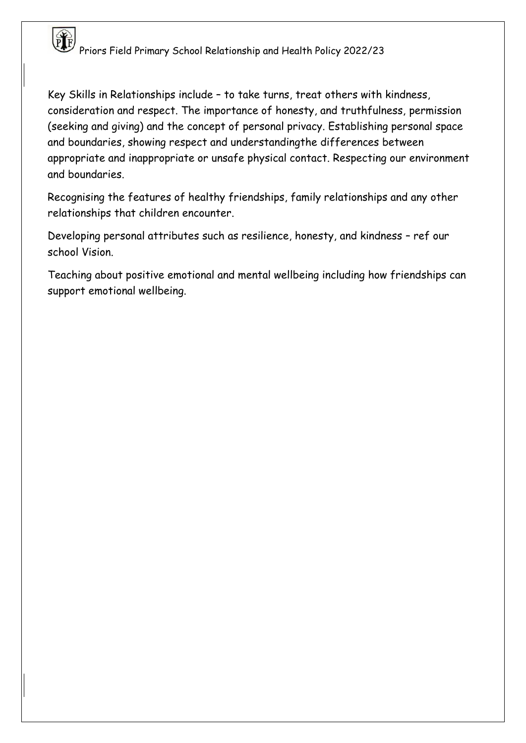Key Skills in Relationships include – to take turns, treat others with kindness, consideration and respect. The importance of honesty, and truthfulness, permission (seeking and giving) and the concept of personal privacy. Establishing personal space and boundaries, showing respect and understandingthe differences between appropriate and inappropriate or unsafe physical contact. Respecting our environment and boundaries.

Recognising the features of healthy friendships, family relationships and any other relationships that children encounter.

Developing personal attributes such as resilience, honesty, and kindness – ref our school Vision.

Teaching about positive emotional and mental wellbeing including how friendships can support emotional wellbeing.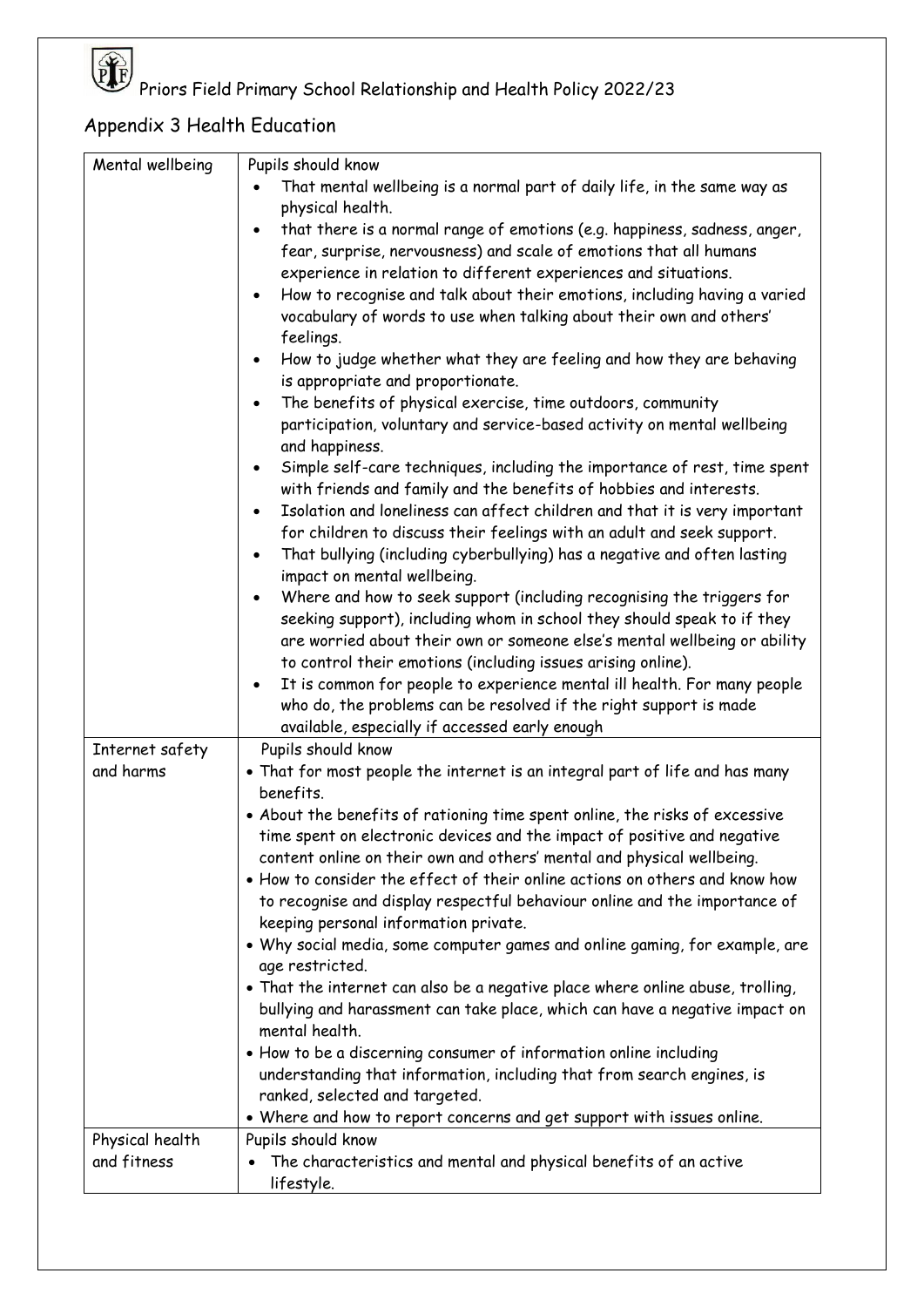## Appendix 3 Health Education

| | |
|---|---|
| Mental wellbeing | Pupils should know<br>• That mental wellbeing is a normal part of daily life, in the same way as physical health.<br>• that there is a normal range of emotions (e.g. happiness, sadness, anger, fear, surprise, nervousness) and scale of emotions that all humans experience in relation to different experiences and situations.<br>• How to recognise and talk about their emotions, including having a varied vocabulary of words to use when talking about their own and others' feelings.<br>• How to judge whether what they are feeling and how they are behaving is appropriate and proportionate.<br>• The benefits of physical exercise, time outdoors, community participation, voluntary and service-based activity on mental wellbeing and happiness.<br>• Simple self-care techniques, including the importance of rest, time spent with friends and family and the benefits of hobbies and interests.<br>• Isolation and loneliness can affect children and that it is very important for children to discuss their feelings with an adult and seek support.<br>• That bullying (including cyberbullying) has a negative and often lasting impact on mental wellbeing.<br>• Where and how to seek support (including recognising the triggers for seeking support), including whom in school they should speak to if they are worried about their own or someone else's mental wellbeing or ability to control their emotions (including issues arising online).<br>• It is common for people to experience mental ill health. For many people who do, the problems can be resolved if the right support is made available, especially if accessed early enough |
| Internet safety and harms | Pupils should know<br>• That for most people the internet is an integral part of life and has many benefits.<br>• About the benefits of rationing time spent online, the risks of excessive time spent on electronic devices and the impact of positive and negative content online on their own and others' mental and physical wellbeing.<br>• How to consider the effect of their online actions on others and know how to recognise and display respectful behaviour online and the importance of keeping personal information private.<br>• Why social media, some computer games and online gaming, for example, are age restricted.<br>• That the internet can also be a negative place where online abuse, trolling, bullying and harassment can take place, which can have a negative impact on mental health.<br>• How to be a discerning consumer of information online including understanding that information, including that from search engines, is ranked, selected and targeted.<br>• Where and how to report concerns and get support with issues online. |
| Physical health and fitness | Pupils should know<br>• The characteristics and mental and physical benefits of an active lifestyle. |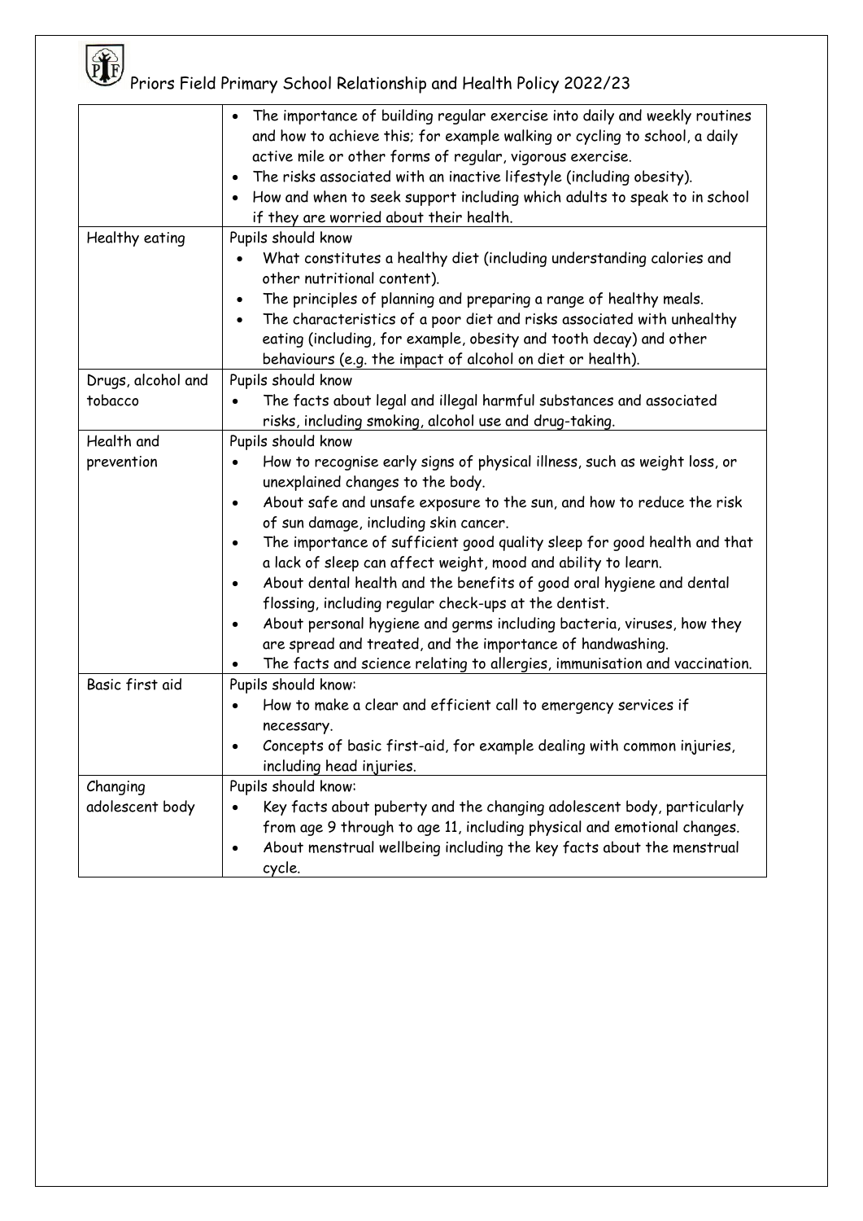| | |
|---|---|
| | • The importance of building regular exercise into daily and weekly routines and how to achieve this; for example walking or cycling to school, a daily active mile or other forms of regular, vigorous exercise.<br>• The risks associated with an inactive lifestyle (including obesity).<br>• How and when to seek support including which adults to speak to in school if they are worried about their health. |
| Healthy eating | Pupils should know<br>• What constitutes a healthy diet (including understanding calories and other nutritional content).<br>• The principles of planning and preparing a range of healthy meals.<br>• The characteristics of a poor diet and risks associated with unhealthy eating (including, for example, obesity and tooth decay) and other behaviours (e.g. the impact of alcohol on diet or health). |
| Drugs, alcohol and tobacco | Pupils should know<br>• The facts about legal and illegal harmful substances and associated risks, including smoking, alcohol use and drug-taking. |
| Health and prevention | Pupils should know<br>• How to recognise early signs of physical illness, such as weight loss, or unexplained changes to the body.<br>• About safe and unsafe exposure to the sun, and how to reduce the risk of sun damage, including skin cancer.<br>• The importance of sufficient good quality sleep for good health and that a lack of sleep can affect weight, mood and ability to learn.<br>• About dental health and the benefits of good oral hygiene and dental flossing, including regular check-ups at the dentist.<br>• About personal hygiene and germs including bacteria, viruses, how they are spread and treated, and the importance of handwashing.<br>• The facts and science relating to allergies, immunisation and vaccination. |
| Basic first aid | Pupils should know:<br>• How to make a clear and efficient call to emergency services if necessary.<br>• Concepts of basic first-aid, for example dealing with common injuries, including head injuries. |
| Changing adolescent body | Pupils should know:<br>• Key facts about puberty and the changing adolescent body, particularly from age 9 through to age 11, including physical and emotional changes.<br>• About menstrual wellbeing including the key facts about the menstrual cycle. |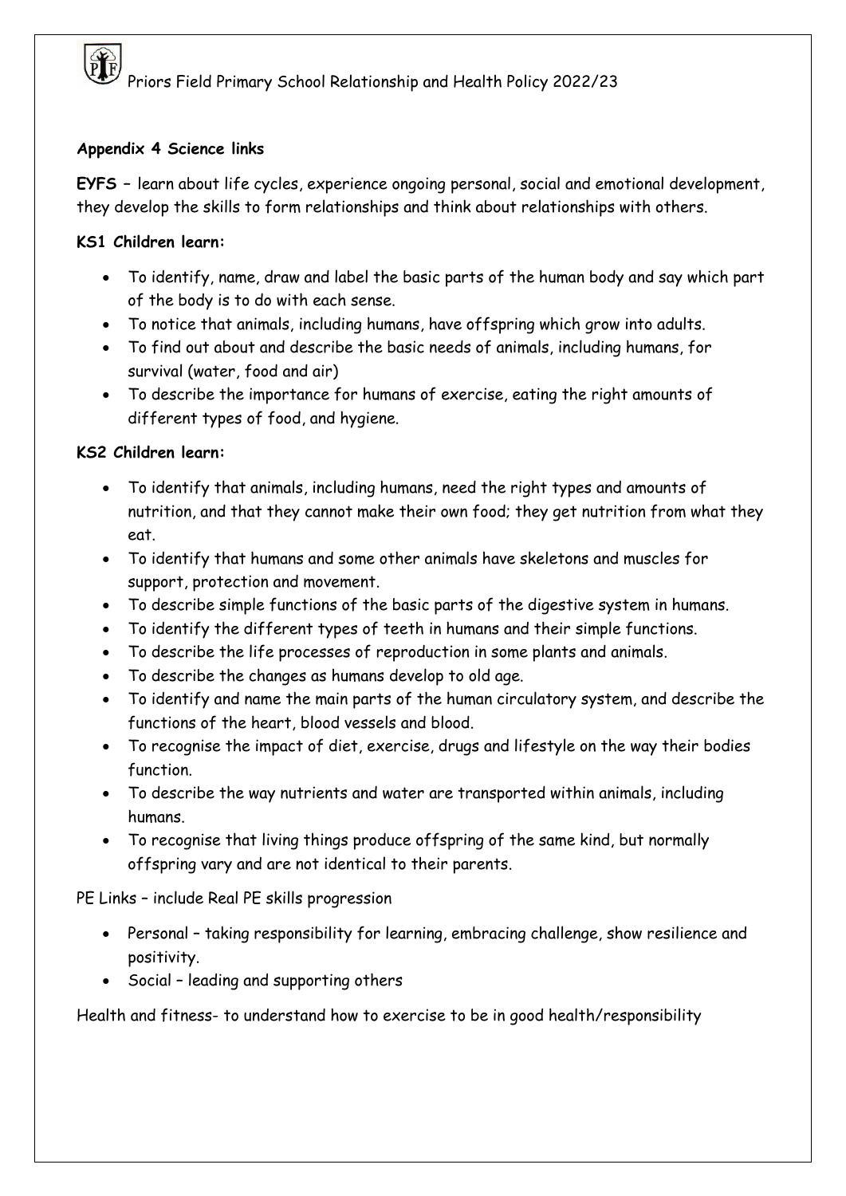## Appendix 4 Science links

**EYFS** – learn about life cycles, experience ongoing personal, social and emotional development, they develop the skills to form relationships and think about relationships with others.

### KS1 Children learn:

- To identify, name, draw and label the basic parts of the human body and say which part of the body is to do with each sense.
- To notice that animals, including humans, have offspring which grow into adults.
- To find out about and describe the basic needs of animals, including humans, for survival (water, food and air)
- To describe the importance for humans of exercise, eating the right amounts of different types of food, and hygiene.

### KS2 Children learn:

- To identify that animals, including humans, need the right types and amounts of nutrition, and that they cannot make their own food; they get nutrition from what they eat.
- To identify that humans and some other animals have skeletons and muscles for support, protection and movement.
- To describe simple functions of the basic parts of the digestive system in humans.
- To identify the different types of teeth in humans and their simple functions.
- To describe the life processes of reproduction in some plants and animals.
- To describe the changes as humans develop to old age.
- To identify and name the main parts of the human circulatory system, and describe the functions of the heart, blood vessels and blood.
- To recognise the impact of diet, exercise, drugs and lifestyle on the way their bodies function.
- To describe the way nutrients and water are transported within animals, including humans.
- To recognise that living things produce offspring of the same kind, but normally offspring vary and are not identical to their parents.

PE Links – include Real PE skills progression

- Personal – taking responsibility for learning, embracing challenge, show resilience and positivity.
- Social – leading and supporting others

Health and fitness- to understand how to exercise to be in good health/responsibility